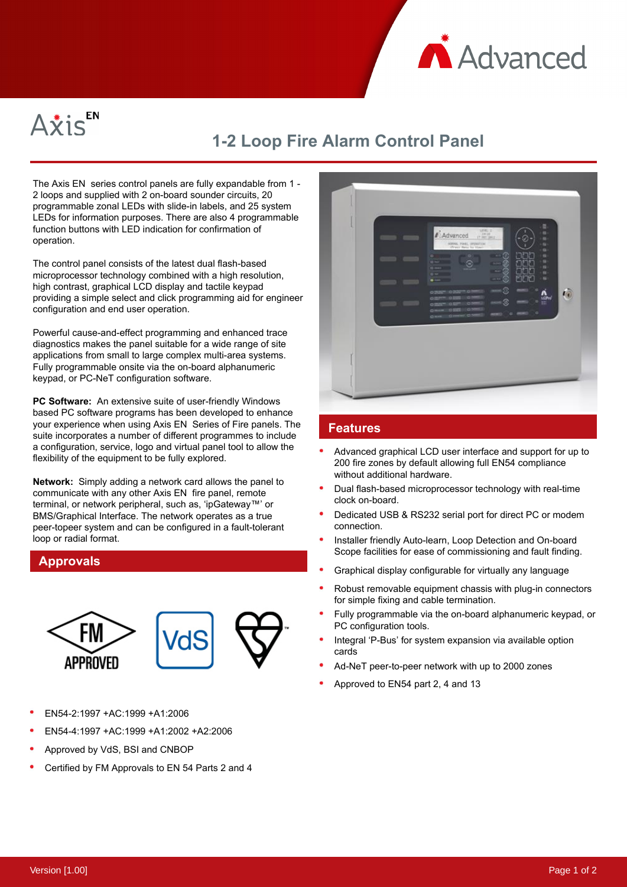Advanced

# Axis EN

## 1-2 Loop Fire Alarm Control Panel

The Axis EN series control panels are fully expandable from 1 - 2 loops and supplied with 2 on-board sounder circuits, 20 programmable zonal LEDs with slide-in labels, and 25 system LEDs for information purposes. There are also 4 programmable function buttons with LED indication for confirmation of operation.

The control panel consists of the latest dual flash-based microprocessor technology combined with a high resolution, high contrast, graphical LCD display and tactile keypad providing a simple select and click programming aid for engineer configuration and end user operation.

Powerful cause-and-effect programming and enhanced trace diagnostics makes the panel suitable for a wide range of site applications from small to large complex multi-area systems. Fully programmable onsite via the on-board alphanumeric keypad, or PC-NeT configuration software.

**PC Software:** An extensive suite of user-friendly Windows based PC software programs has been developed to enhance your experience when using Axis EN Series of Fire panels. The suite incorporates a number of different programmes to include a configuration, service, logo and virtual panel tool to allow the flexibility of the equipment to be fully explored.

**Network:** Simply adding a network card allows the panel to communicate with any other Axis EN fire panel, remote terminal, or network peripheral, such as, 'ipGateway™' or BMS/Graphical Interface. The network operates as a true peer-topeer system and can be configured in a fault-tolerant loop or radial format.

## Approvals

- EN54-2:1997 +AC:1999 +A1:2006
- EN54-4:1997 +AC:1999 +A1:2002 +A2:2006
- Approved by VdS, BSI and CNBOP
- Certified by FM Approvals to EN 54 Parts 2 and 4

## Features

- Advanced graphical LCD user interface and support for up to 200 fire zones by default allowing full EN54 compliance without additional hardware.
- Dual flash-based microprocessor technology with real-time clock on-board.
- Dedicated USB & RS232 serial port for direct PC or modem connection.
- Installer friendly Auto-learn, Loop Detection and On-board Scope facilities for ease of commissioning and fault finding.
- Graphical display configurable for virtually any language
- Robust removable equipment chassis with plug-in connectors for simple fixing and cable termination.
- Fully programmable via the on-board alphanumeric keypad, or PC configuration tools.
- Integral 'P-Bus' for system expansion via available option cards
- Ad-NeT peer-to-peer network with up to 2000 zones
- Approved to EN54 part 2, 4 and 13

Version [1.00]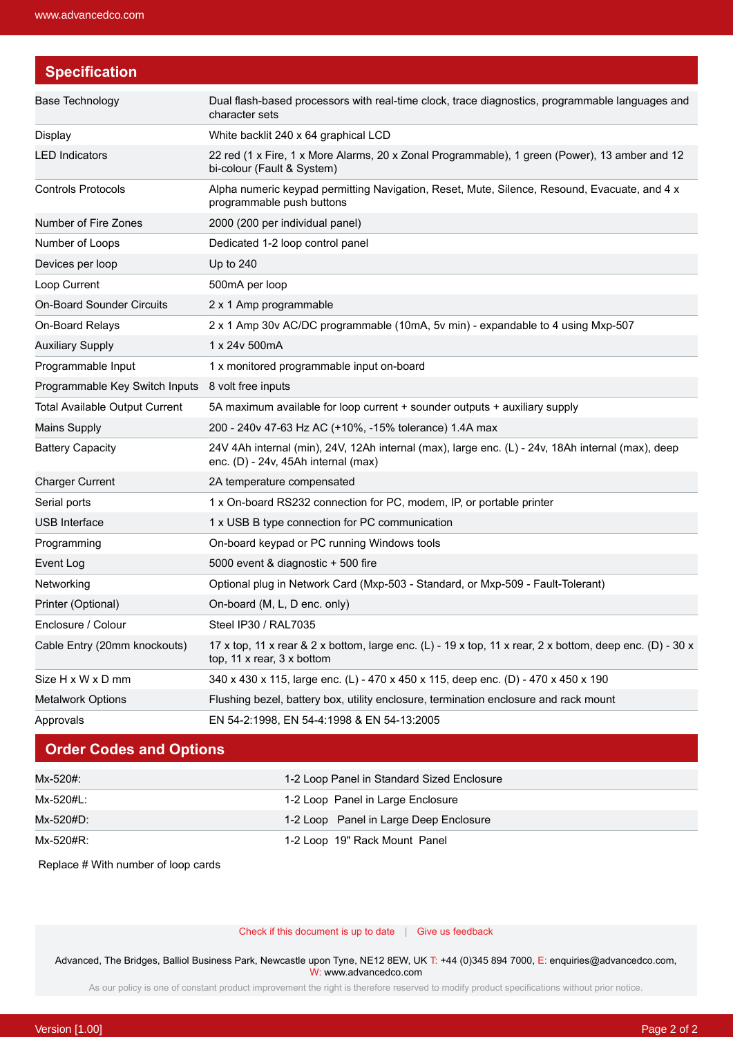## Specification

| | |
|---|---|
| Base Technology | Dual flash-based processors with real-time clock, trace diagnostics, programmable languages and character sets |
| Display | White backlit 240 x 64 graphical LCD |
| LED Indicators | 22 red (1 x Fire, 1 x More Alarms, 20 x Zonal Programmable), 1 green (Power), 13 amber and 12 bi-colour (Fault & System) |
| Controls Protocols | Alpha numeric keypad permitting Navigation, Reset, Mute, Silence, Resound, Evacuate, and 4 x programmable push buttons |
| Number of Fire Zones | 2000 (200 per individual panel) |
| Number of Loops | Dedicated 1-2 loop control panel |
| Devices per loop | Up to 240 |
| Loop Current | 500mA per loop |
| On-Board Sounder Circuits | 2 x 1 Amp programmable |
| On-Board Relays | 2 x 1 Amp 30v AC/DC programmable (10mA, 5v min) - expandable to 4 using Mxp-507 |
| Auxiliary Supply | 1 x 24v 500mA |
| Programmable Input | 1 x monitored programmable input on-board |
| Programmable Key Switch Inputs | 8 volt free inputs |
| Total Available Output Current | 5A maximum available for loop current + sounder outputs + auxiliary supply |
| Mains Supply | 200 - 240v 47-63 Hz AC (+10%, -15% tolerance) 1.4A max |
| Battery Capacity | 24V 4Ah internal (min), 24V, 12Ah internal (max), large enc. (L) - 24v, 18Ah internal (max), deep enc. (D) - 24v, 45Ah internal (max) |
| Charger Current | 2A temperature compensated |
| Serial ports | 1 x On-board RS232 connection for PC, modem, IP, or portable printer |
| USB Interface | 1 x USB B type connection for PC communication |
| Programming | On-board keypad or PC running Windows tools |
| Event Log | 5000 event & diagnostic + 500 fire |
| Networking | Optional plug in Network Card (Mxp-503 - Standard, or Mxp-509 - Fault-Tolerant) |
| Printer (Optional) | On-board (M, L, D enc. only) |
| Enclosure / Colour | Steel IP30 / RAL7035 |
| Cable Entry (20mm knockouts) | 17 x top, 11 x rear & 2 x bottom, large enc. (L) - 19 x top, 11 x rear, 2 x bottom, deep enc. (D) - 30 x top, 11 x rear, 3 x bottom |
| Size H x W x D mm | 340 x 430 x 115, large enc. (L) - 470 x 450 x 115, deep enc. (D) - 470 x 450 x 190 |
| Metalwork Options | Flushing bezel, battery box, utility enclosure, termination enclosure and rack mount |
| Approvals | EN 54-2:1998, EN 54-4:1998 & EN 54-13:2005 |

## Order Codes and Options

| | |
|---|---|
| Mx-520#: | 1-2 Loop Panel in Standard Sized Enclosure |
| Mx-520#L: | 1-2 Loop Panel in Large Enclosure |
| Mx-520#D: | 1-2 Loop Panel in Large Deep Enclosure |
| Mx-520#R: | 1-2 Loop 19" Rack Mount Panel |

Replace # With number of loop cards

Check if this document is up to date | Give us feedback

Advanced, The Bridges, Balliol Business Park, Newcastle upon Tyne, NE12 8EW, UK T: +44 (0)345 894 7000, E: enquiries@advancedco.com, W: www.advancedco.com

As our policy is one of constant product improvement the right is therefore reserved to modify product specifications without prior notice.